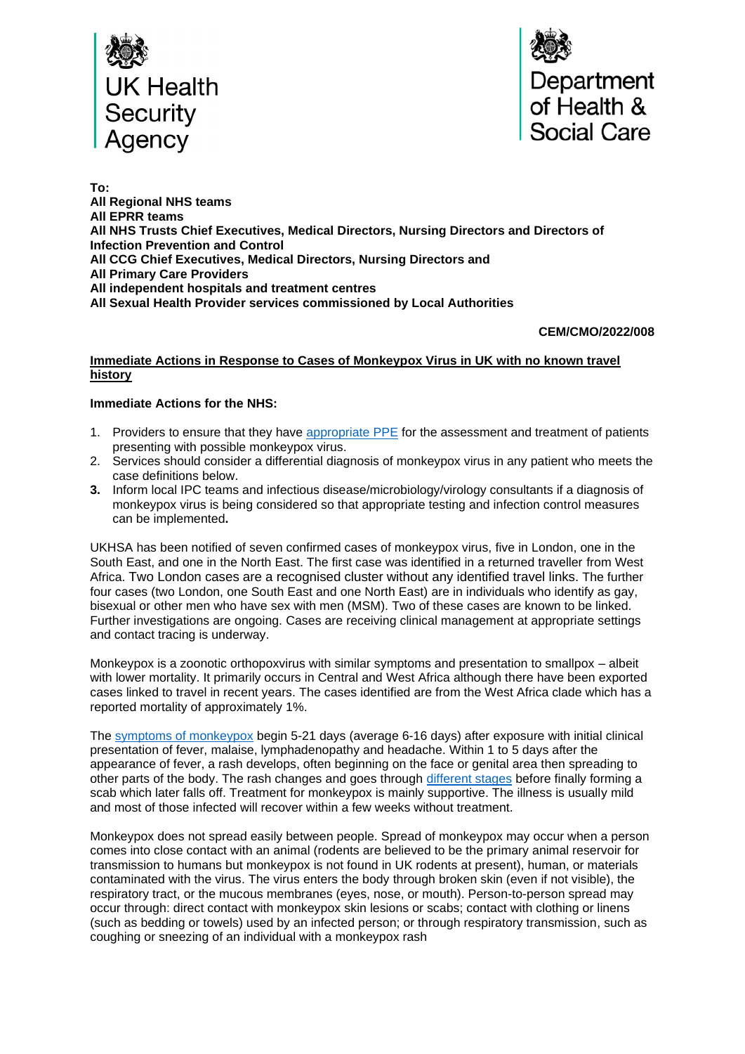UK Health Security Agency

Department of Health & Social Care

**To:**
**All Regional NHS teams**
**All EPRR teams**
**All NHS Trusts Chief Executives, Medical Directors, Nursing Directors and Directors of Infection Prevention and Control**
**All CCG Chief Executives, Medical Directors, Nursing Directors and**
**All Primary Care Providers**
**All independent hospitals and treatment centres**
**All Sexual Health Provider services commissioned by Local Authorities**

**CEM/CMO/2022/008**

**Immediate Actions in Response to Cases of Monkeypox Virus in UK with no known travel history**

**Immediate Actions for the NHS:**

1. Providers to ensure that they have appropriate PPE for the assessment and treatment of patients presenting with possible monkeypox virus.
2. Services should consider a differential diagnosis of monkeypox virus in any patient who meets the case definitions below.
3. Inform local IPC teams and infectious disease/microbiology/virology consultants if a diagnosis of monkeypox virus is being considered so that appropriate testing and infection control measures can be implemented**.**

UKHSA has been notified of seven confirmed cases of monkeypox virus, five in London, one in the South East, and one in the North East. The first case was identified in a returned traveller from West Africa. Two London cases are a recognised cluster without any identified travel links. The further four cases (two London, one South East and one North East) are in individuals who identify as gay, bisexual or other men who have sex with men (MSM). Two of these cases are known to be linked. Further investigations are ongoing. Cases are receiving clinical management at appropriate settings and contact tracing is underway.

Monkeypox is a zoonotic orthopoxvirus with similar symptoms and presentation to smallpox – albeit with lower mortality. It primarily occurs in Central and West Africa although there have been exported cases linked to travel in recent years. The cases identified are from the West Africa clade which has a reported mortality of approximately 1%.

The symptoms of monkeypox begin 5-21 days (average 6-16 days) after exposure with initial clinical presentation of fever, malaise, lymphadenopathy and headache. Within 1 to 5 days after the appearance of fever, a rash develops, often beginning on the face or genital area then spreading to other parts of the body. The rash changes and goes through different stages before finally forming a scab which later falls off. Treatment for monkeypox is mainly supportive. The illness is usually mild and most of those infected will recover within a few weeks without treatment.

Monkeypox does not spread easily between people. Spread of monkeypox may occur when a person comes into close contact with an animal (rodents are believed to be the primary animal reservoir for transmission to humans but monkeypox is not found in UK rodents at present), human, or materials contaminated with the virus. The virus enters the body through broken skin (even if not visible), the respiratory tract, or the mucous membranes (eyes, nose, or mouth). Person-to-person spread may occur through: direct contact with monkeypox skin lesions or scabs; contact with clothing or linens (such as bedding or towels) used by an infected person; or through respiratory transmission, such as coughing or sneezing of an individual with a monkeypox rash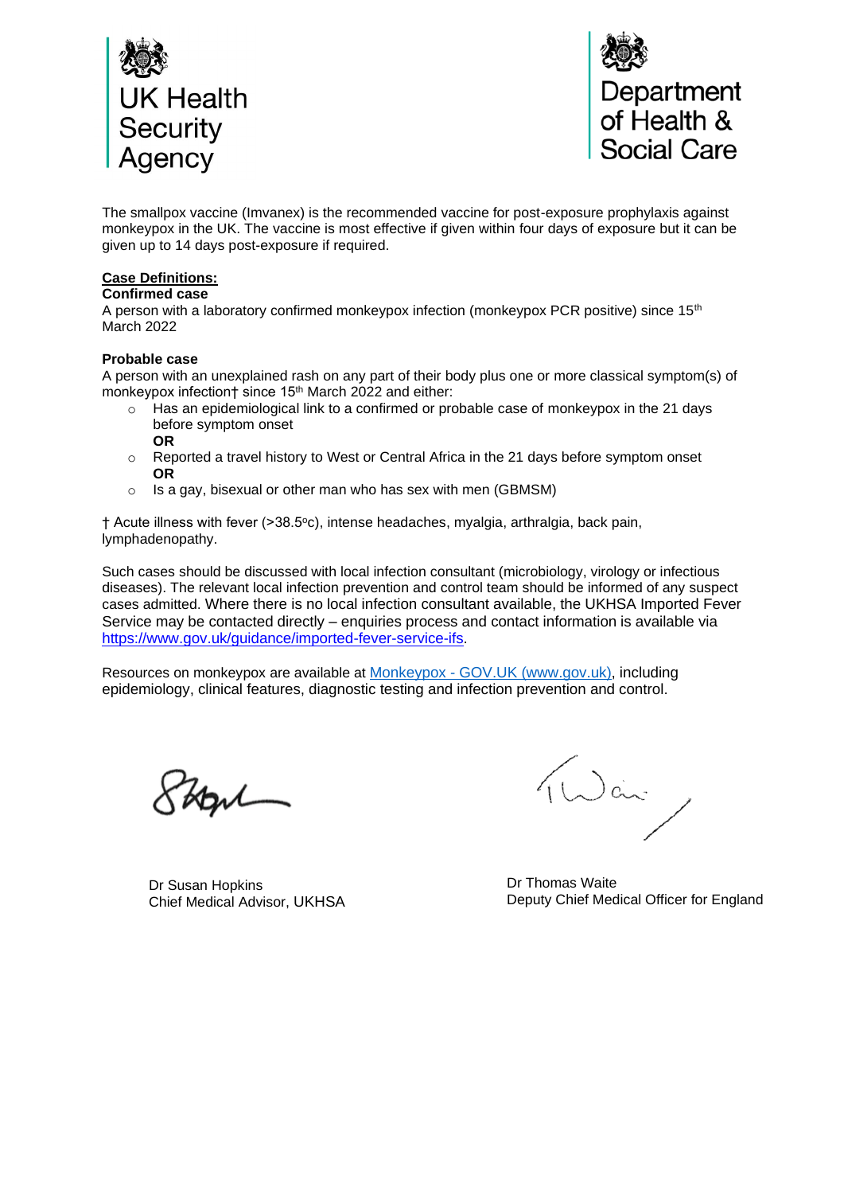The smallpox vaccine (Imvanex) is the recommended vaccine for post-exposure prophylaxis against monkeypox in the UK. The vaccine is most effective if given within four days of exposure but it can be given up to 14 days post-exposure if required.

**Case Definitions:**

**Confirmed case**

A person with a laboratory confirmed monkeypox infection (monkeypox PCR positive) since 15th March 2022

**Probable case**

A person with an unexplained rash on any part of their body plus one or more classical symptom(s) of monkeypox infection† since 15th March 2022 and either:

- Has an epidemiological link to a confirmed or probable case of monkeypox in the 21 days before symptom onset
  **OR**
- Reported a travel history to West or Central Africa in the 21 days before symptom onset
  **OR**
- Is a gay, bisexual or other man who has sex with men (GBMSM)

† Acute illness with fever (>38.5°c), intense headaches, myalgia, arthralgia, back pain, lymphadenopathy.

Such cases should be discussed with local infection consultant (microbiology, virology or infectious diseases). The relevant local infection prevention and control team should be informed of any suspect cases admitted. Where there is no local infection consultant available, the UKHSA Imported Fever Service may be contacted directly – enquiries process and contact information is available via https://www.gov.uk/guidance/imported-fever-service-ifs.

Resources on monkeypox are available at Monkeypox - GOV.UK (www.gov.uk), including epidemiology, clinical features, diagnostic testing and infection prevention and control.

Dr Susan Hopkins
Chief Medical Advisor, UKHSA

Dr Thomas Waite
Deputy Chief Medical Officer for England